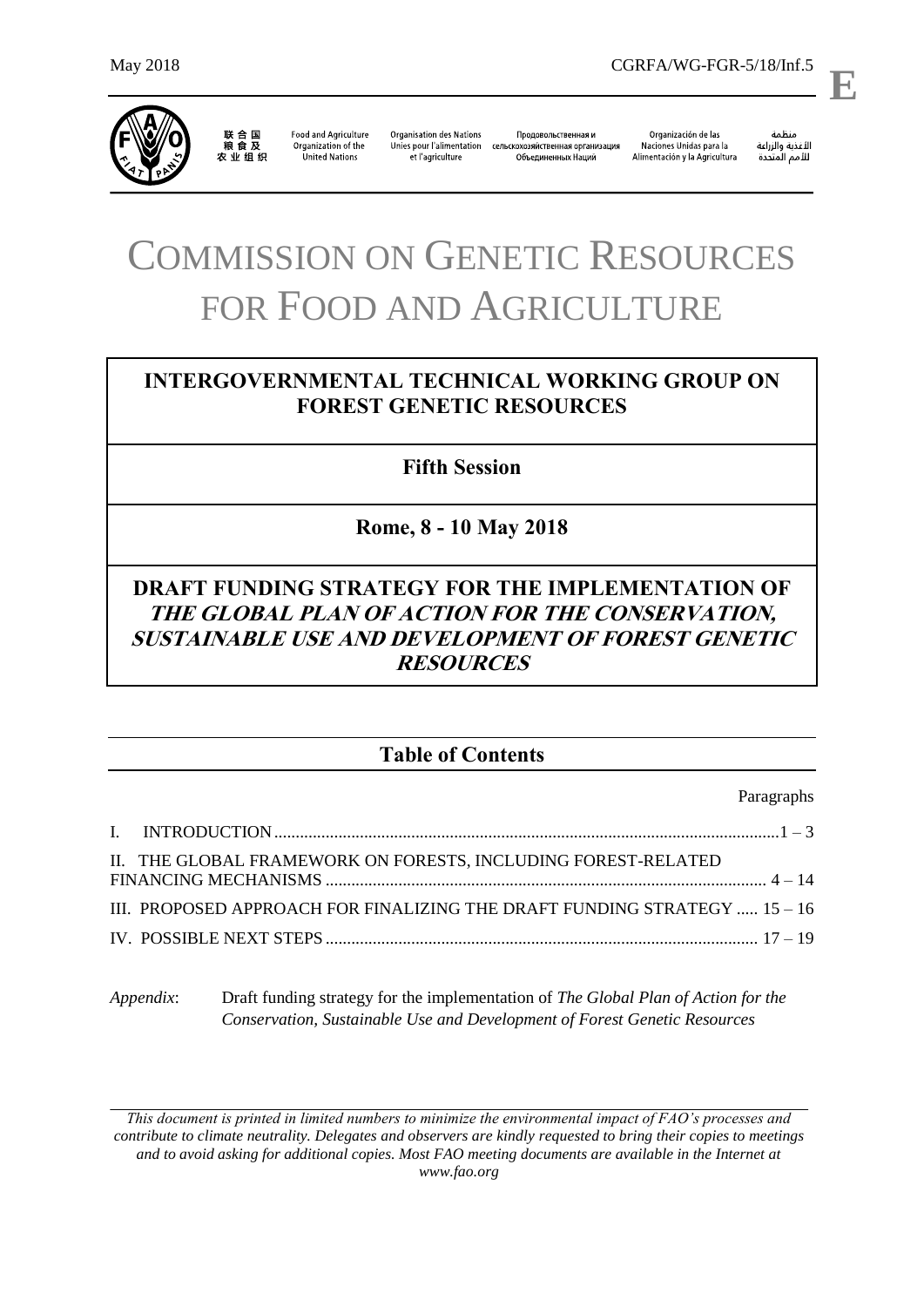May 2018 CGRFA/WG-FGR-5/18/Inf.5

**E**

联合国粮食及农业组织 | Food and Agriculture Organization of the United Nations | Organisation des Nations Unies pour l'alimentation et l'agriculture | Продовольственная и сельскохозяйственная организация Объединенных Наций | Organización de las Naciones Unidas para la Alimentación y la Agricultura | منظمة الأغذية والزراعة للأمم المتحدة

# COMMISSION ON GENETIC RESOURCES FOR FOOD AND AGRICULTURE

## INTERGOVERNMENTAL TECHNICAL WORKING GROUP ON FOREST GENETIC RESOURCES

## Fifth Session

## Rome, 8 - 10 May 2018

## DRAFT FUNDING STRATEGY FOR THE IMPLEMENTATION OF *THE GLOBAL PLAN OF ACTION FOR THE CONSERVATION, SUSTAINABLE USE AND DEVELOPMENT OF FOREST GENETIC RESOURCES*

## Table of Contents

| | Paragraphs |
|---|---|
| I. INTRODUCTION | 1 – 3 |
| II. THE GLOBAL FRAMEWORK ON FORESTS, INCLUDING FOREST-RELATED FINANCING MECHANISMS | 4 – 14 |
| III. PROPOSED APPROACH FOR FINALIZING THE DRAFT FUNDING STRATEGY | 15 – 16 |
| IV. POSSIBLE NEXT STEPS | 17 – 19 |

*Appendix*: Draft funding strategy for the implementation of *The Global Plan of Action for the Conservation, Sustainable Use and Development of Forest Genetic Resources*

*This document is printed in limited numbers to minimize the environmental impact of FAO's processes and contribute to climate neutrality. Delegates and observers are kindly requested to bring their copies to meetings and to avoid asking for additional copies. Most FAO meeting documents are available in the Internet at www.fao.org*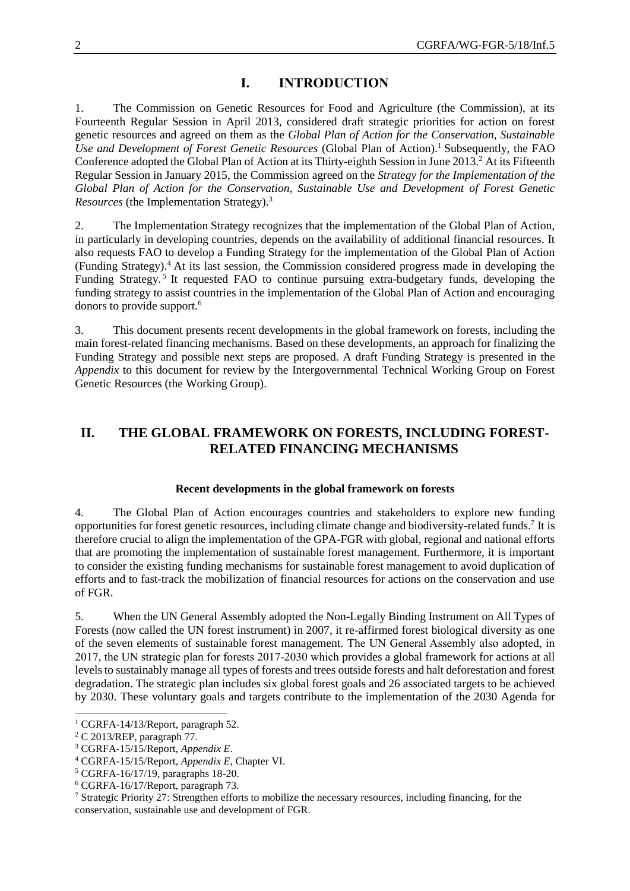# I. INTRODUCTION

1. The Commission on Genetic Resources for Food and Agriculture (the Commission), at its Fourteenth Regular Session in April 2013, considered draft strategic priorities for action on forest genetic resources and agreed on them as the *Global Plan of Action for the Conservation, Sustainable Use and Development of Forest Genetic Resources* (Global Plan of Action).[1] Subsequently, the FAO Conference adopted the Global Plan of Action at its Thirty-eighth Session in June 2013.[2] At its Fifteenth Regular Session in January 2015, the Commission agreed on the *Strategy for the Implementation of the Global Plan of Action for the Conservation, Sustainable Use and Development of Forest Genetic Resources* (the Implementation Strategy).[3]

2. The Implementation Strategy recognizes that the implementation of the Global Plan of Action, in particularly in developing countries, depends on the availability of additional financial resources. It also requests FAO to develop a Funding Strategy for the implementation of the Global Plan of Action (Funding Strategy).[4] At its last session, the Commission considered progress made in developing the Funding Strategy.[5] It requested FAO to continue pursuing extra-budgetary funds, developing the funding strategy to assist countries in the implementation of the Global Plan of Action and encouraging donors to provide support.[6]

3. This document presents recent developments in the global framework on forests, including the main forest-related financing mechanisms. Based on these developments, an approach for finalizing the Funding Strategy and possible next steps are proposed. A draft Funding Strategy is presented in the *Appendix* to this document for review by the Intergovernmental Technical Working Group on Forest Genetic Resources (the Working Group).

# II. THE GLOBAL FRAMEWORK ON FORESTS, INCLUDING FOREST-RELATED FINANCING MECHANISMS

### Recent developments in the global framework on forests

4. The Global Plan of Action encourages countries and stakeholders to explore new funding opportunities for forest genetic resources, including climate change and biodiversity-related funds.[7] It is therefore crucial to align the implementation of the GPA-FGR with global, regional and national efforts that are promoting the implementation of sustainable forest management. Furthermore, it is important to consider the existing funding mechanisms for sustainable forest management to avoid duplication of efforts and to fast-track the mobilization of financial resources for actions on the conservation and use of FGR.

5. When the UN General Assembly adopted the Non-Legally Binding Instrument on All Types of Forests (now called the UN forest instrument) in 2007, it re-affirmed forest biological diversity as one of the seven elements of sustainable forest management. The UN General Assembly also adopted, in 2017, the UN strategic plan for forests 2017-2030 which provides a global framework for actions at all levels to sustainably manage all types of forests and trees outside forests and halt deforestation and forest degradation. The strategic plan includes six global forest goals and 26 associated targets to be achieved by 2030. These voluntary goals and targets contribute to the implementation of the 2030 Agenda for

---

[1] CGRFA-14/13/Report, paragraph 52.

[2] C 2013/REP, paragraph 77.

[3] CGRFA-15/15/Report, *Appendix E*.

[4] CGRFA-15/15/Report, *Appendix E*, Chapter VI.

[5] CGRFA-16/17/19, paragraphs 18-20.

[6] CGRFA-16/17/Report, paragraph 73.

[7] Strategic Priority 27: Strengthen efforts to mobilize the necessary resources, including financing, for the conservation, sustainable use and development of FGR.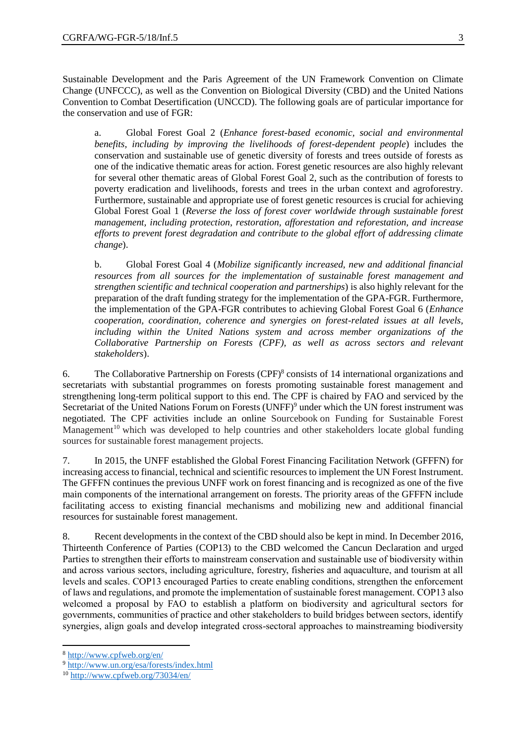Sustainable Development and the Paris Agreement of the UN Framework Convention on Climate Change (UNFCCC), as well as the Convention on Biological Diversity (CBD) and the United Nations Convention to Combat Desertification (UNCCD). The following goals are of particular importance for the conservation and use of FGR:

a. Global Forest Goal 2 (*Enhance forest-based economic, social and environmental benefits, including by improving the livelihoods of forest-dependent people*) includes the conservation and sustainable use of genetic diversity of forests and trees outside of forests as one of the indicative thematic areas for action. Forest genetic resources are also highly relevant for several other thematic areas of Global Forest Goal 2, such as the contribution of forests to poverty eradication and livelihoods, forests and trees in the urban context and agroforestry. Furthermore, sustainable and appropriate use of forest genetic resources is crucial for achieving Global Forest Goal 1 (*Reverse the loss of forest cover worldwide through sustainable forest management, including protection, restoration, afforestation and reforestation, and increase efforts to prevent forest degradation and contribute to the global effort of addressing climate change*).

b. Global Forest Goal 4 (*Mobilize significantly increased, new and additional financial resources from all sources for the implementation of sustainable forest management and strengthen scientific and technical cooperation and partnerships*) is also highly relevant for the preparation of the draft funding strategy for the implementation of the GPA-FGR. Furthermore, the implementation of the GPA-FGR contributes to achieving Global Forest Goal 6 (*Enhance cooperation, coordination, coherence and synergies on forest-related issues at all levels, including within the United Nations system and across member organizations of the Collaborative Partnership on Forests (CPF), as well as across sectors and relevant stakeholders*).

6. The Collaborative Partnership on Forests (CPF)[8] consists of 14 international organizations and secretariats with substantial programmes on forests promoting sustainable forest management and strengthening long-term political support to this end. The CPF is chaired by FAO and serviced by the Secretariat of the United Nations Forum on Forests (UNFF)[9] under which the UN forest instrument was negotiated. The CPF activities include an online Sourcebook on Funding for Sustainable Forest Management[10] which was developed to help countries and other stakeholders locate global funding sources for sustainable forest management projects.

7. In 2015, the UNFF established the Global Forest Financing Facilitation Network (GFFFN) for increasing access to financial, technical and scientific resources to implement the UN Forest Instrument. The GFFFN continues the previous UNFF work on forest financing and is recognized as one of the five main components of the international arrangement on forests. The priority areas of the GFFFN include facilitating access to existing financial mechanisms and mobilizing new and additional financial resources for sustainable forest management.

8. Recent developments in the context of the CBD should also be kept in mind. In December 2016, Thirteenth Conference of Parties (COP13) to the CBD welcomed the Cancun Declaration and urged Parties to strengthen their efforts to mainstream conservation and sustainable use of biodiversity within and across various sectors, including agriculture, forestry, fisheries and aquaculture, and tourism at all levels and scales. COP13 encouraged Parties to create enabling conditions, strengthen the enforcement of laws and regulations, and promote the implementation of sustainable forest management. COP13 also welcomed a proposal by FAO to establish a platform on biodiversity and agricultural sectors for governments, communities of practice and other stakeholders to build bridges between sectors, identify synergies, align goals and develop integrated cross-sectoral approaches to mainstreaming biodiversity

---

[8] http://www.cpfweb.org/en/

[9] http://www.un.org/esa/forests/index.html

[10] http://www.cpfweb.org/73034/en/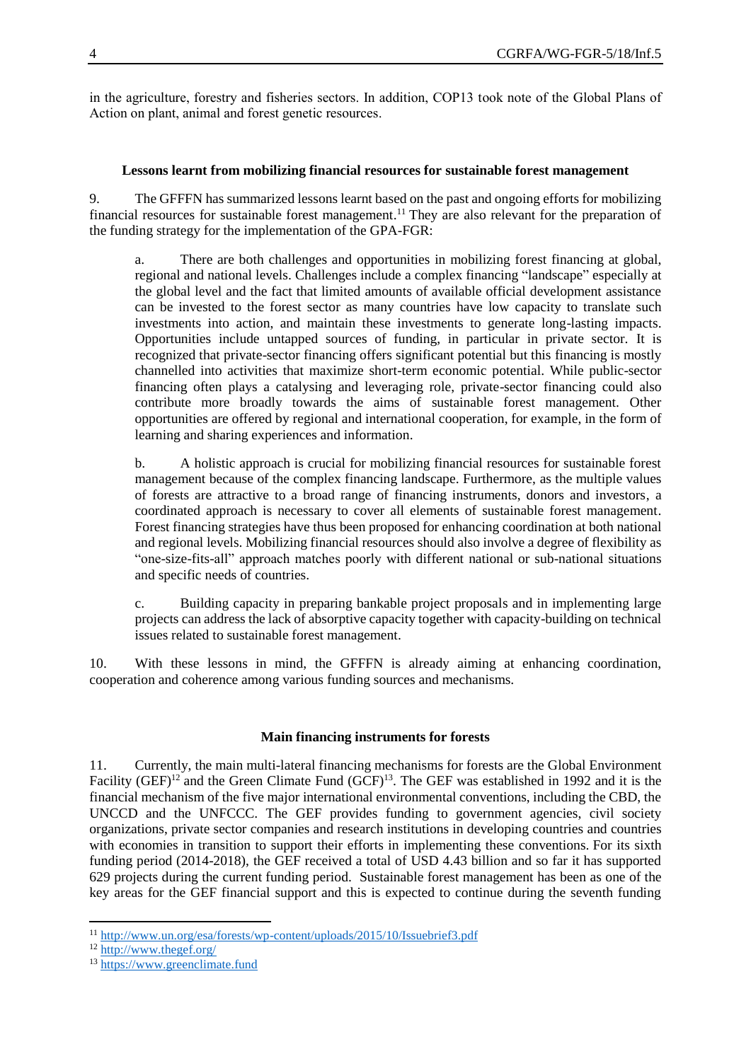in the agriculture, forestry and fisheries sectors. In addition, COP13 took note of the Global Plans of Action on plant, animal and forest genetic resources.

**Lessons learnt from mobilizing financial resources for sustainable forest management**

9. The GFFFN has summarized lessons learnt based on the past and ongoing efforts for mobilizing financial resources for sustainable forest management.[11] They are also relevant for the preparation of the funding strategy for the implementation of the GPA-FGR:

a. There are both challenges and opportunities in mobilizing forest financing at global, regional and national levels. Challenges include a complex financing "landscape" especially at the global level and the fact that limited amounts of available official development assistance can be invested to the forest sector as many countries have low capacity to translate such investments into action, and maintain these investments to generate long-lasting impacts. Opportunities include untapped sources of funding, in particular in private sector. It is recognized that private-sector financing offers significant potential but this financing is mostly channelled into activities that maximize short-term economic potential. While public-sector financing often plays a catalysing and leveraging role, private-sector financing could also contribute more broadly towards the aims of sustainable forest management. Other opportunities are offered by regional and international cooperation, for example, in the form of learning and sharing experiences and information.

b. A holistic approach is crucial for mobilizing financial resources for sustainable forest management because of the complex financing landscape. Furthermore, as the multiple values of forests are attractive to a broad range of financing instruments, donors and investors, a coordinated approach is necessary to cover all elements of sustainable forest management. Forest financing strategies have thus been proposed for enhancing coordination at both national and regional levels. Mobilizing financial resources should also involve a degree of flexibility as "one-size-fits-all" approach matches poorly with different national or sub-national situations and specific needs of countries.

c. Building capacity in preparing bankable project proposals and in implementing large projects can address the lack of absorptive capacity together with capacity-building on technical issues related to sustainable forest management.

10. With these lessons in mind, the GFFFN is already aiming at enhancing coordination, cooperation and coherence among various funding sources and mechanisms.

**Main financing instruments for forests**

11. Currently, the main multi-lateral financing mechanisms for forests are the Global Environment Facility (GEF)[12] and the Green Climate Fund (GCF)[13]. The GEF was established in 1992 and it is the financial mechanism of the five major international environmental conventions, including the CBD, the UNCCD and the UNFCCC. The GEF provides funding to government agencies, civil society organizations, private sector companies and research institutions in developing countries and countries with economies in transition to support their efforts in implementing these conventions. For its sixth funding period (2014-2018), the GEF received a total of USD 4.43 billion and so far it has supported 629 projects during the current funding period. Sustainable forest management has been as one of the key areas for the GEF financial support and this is expected to continue during the seventh funding

---

[11] http://www.un.org/esa/forests/wp-content/uploads/2015/10/Issuebrief3.pdf

[12] http://www.thegef.org/

[13] https://www.greenclimate.fund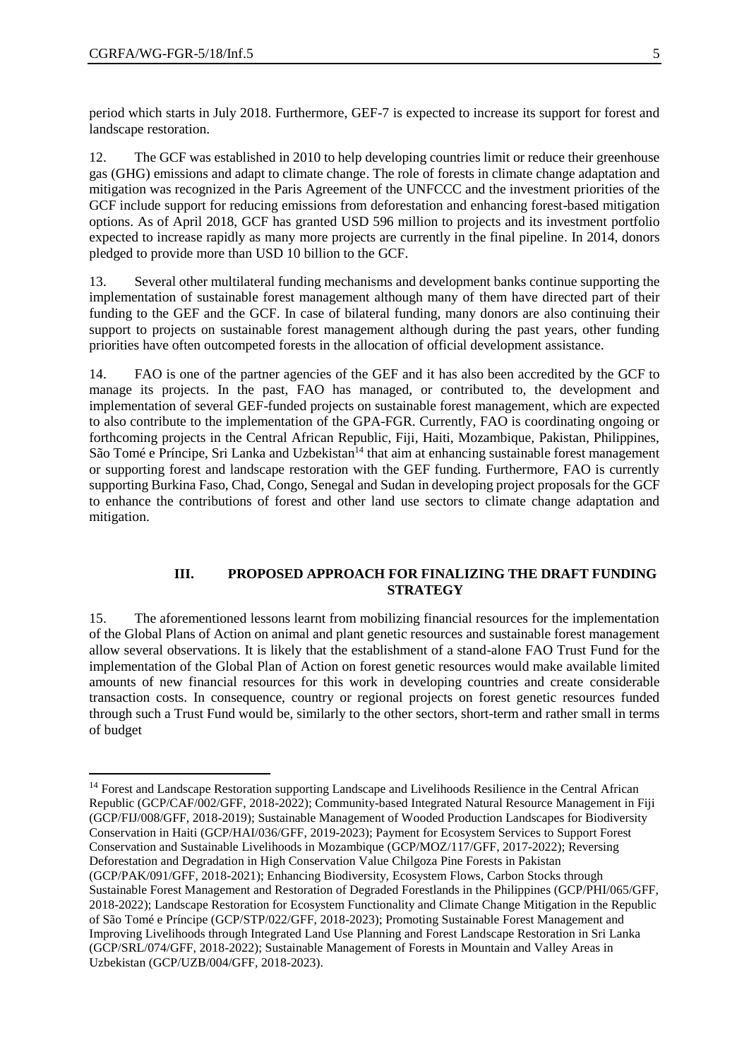period which starts in July 2018. Furthermore, GEF-7 is expected to increase its support for forest and landscape restoration.

12. The GCF was established in 2010 to help developing countries limit or reduce their greenhouse gas (GHG) emissions and adapt to climate change. The role of forests in climate change adaptation and mitigation was recognized in the Paris Agreement of the UNFCCC and the investment priorities of the GCF include support for reducing emissions from deforestation and enhancing forest-based mitigation options. As of April 2018, GCF has granted USD 596 million to projects and its investment portfolio expected to increase rapidly as many more projects are currently in the final pipeline. In 2014, donors pledged to provide more than USD 10 billion to the GCF.

13. Several other multilateral funding mechanisms and development banks continue supporting the implementation of sustainable forest management although many of them have directed part of their funding to the GEF and the GCF. In case of bilateral funding, many donors are also continuing their support to projects on sustainable forest management although during the past years, other funding priorities have often outcompeted forests in the allocation of official development assistance.

14. FAO is one of the partner agencies of the GEF and it has also been accredited by the GCF to manage its projects. In the past, FAO has managed, or contributed to, the development and implementation of several GEF-funded projects on sustainable forest management, which are expected to also contribute to the implementation of the GPA-FGR. Currently, FAO is coordinating ongoing or forthcoming projects in the Central African Republic, Fiji, Haiti, Mozambique, Pakistan, Philippines, São Tomé e Príncipe, Sri Lanka and Uzbekistan[14] that aim at enhancing sustainable forest management or supporting forest and landscape restoration with the GEF funding. Furthermore, FAO is currently supporting Burkina Faso, Chad, Congo, Senegal and Sudan in developing project proposals for the GCF to enhance the contributions of forest and other land use sectors to climate change adaptation and mitigation.

## III. PROPOSED APPROACH FOR FINALIZING THE DRAFT FUNDING STRATEGY

15. The aforementioned lessons learnt from mobilizing financial resources for the implementation of the Global Plans of Action on animal and plant genetic resources and sustainable forest management allow several observations. It is likely that the establishment of a stand-alone FAO Trust Fund for the implementation of the Global Plan of Action on forest genetic resources would make available limited amounts of new financial resources for this work in developing countries and create considerable transaction costs. In consequence, country or regional projects on forest genetic resources funded through such a Trust Fund would be, similarly to the other sectors, short-term and rather small in terms of budget

---

[14] Forest and Landscape Restoration supporting Landscape and Livelihoods Resilience in the Central African Republic (GCP/CAF/002/GFF, 2018-2022); Community-based Integrated Natural Resource Management in Fiji (GCP/FIJ/008/GFF, 2018-2019); Sustainable Management of Wooded Production Landscapes for Biodiversity Conservation in Haiti (GCP/HAI/036/GFF, 2019-2023); Payment for Ecosystem Services to Support Forest Conservation and Sustainable Livelihoods in Mozambique (GCP/MOZ/117/GFF, 2017-2022); Reversing Deforestation and Degradation in High Conservation Value Chilgoza Pine Forests in Pakistan (GCP/PAK/091/GFF, 2018-2021); Enhancing Biodiversity, Ecosystem Flows, Carbon Stocks through Sustainable Forest Management and Restoration of Degraded Forestlands in the Philippines (GCP/PHI/065/GFF, 2018-2022); Landscape Restoration for Ecosystem Functionality and Climate Change Mitigation in the Republic of São Tomé e Príncipe (GCP/STP/022/GFF, 2018-2023); Promoting Sustainable Forest Management and Improving Livelihoods through Integrated Land Use Planning and Forest Landscape Restoration in Sri Lanka (GCP/SRL/074/GFF, 2018-2022); Sustainable Management of Forests in Mountain and Valley Areas in Uzbekistan (GCP/UZB/004/GFF, 2018-2023).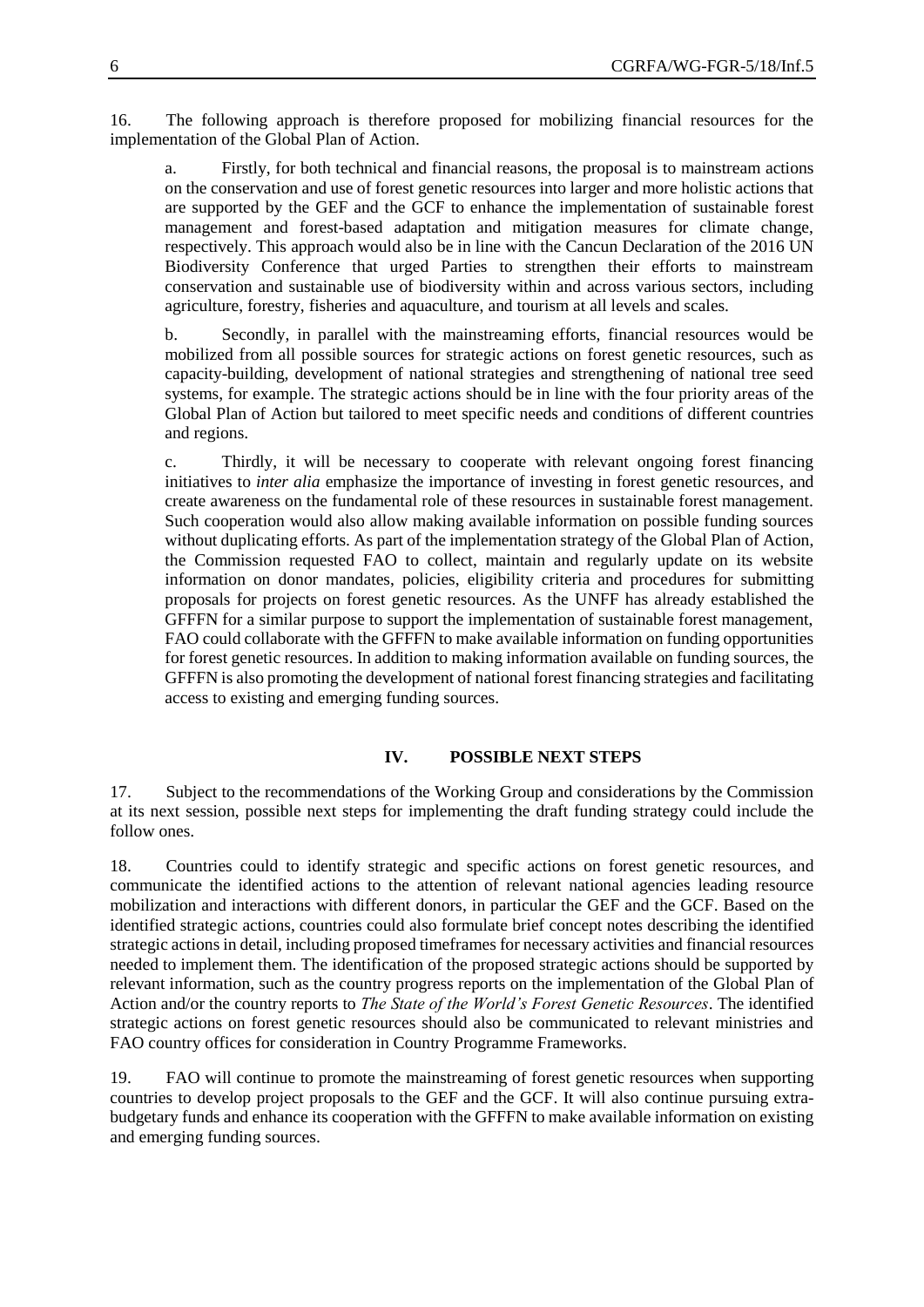16. The following approach is therefore proposed for mobilizing financial resources for the implementation of the Global Plan of Action.

a. Firstly, for both technical and financial reasons, the proposal is to mainstream actions on the conservation and use of forest genetic resources into larger and more holistic actions that are supported by the GEF and the GCF to enhance the implementation of sustainable forest management and forest-based adaptation and mitigation measures for climate change, respectively. This approach would also be in line with the Cancun Declaration of the 2016 UN Biodiversity Conference that urged Parties to strengthen their efforts to mainstream conservation and sustainable use of biodiversity within and across various sectors, including agriculture, forestry, fisheries and aquaculture, and tourism at all levels and scales.

b. Secondly, in parallel with the mainstreaming efforts, financial resources would be mobilized from all possible sources for strategic actions on forest genetic resources, such as capacity-building, development of national strategies and strengthening of national tree seed systems, for example. The strategic actions should be in line with the four priority areas of the Global Plan of Action but tailored to meet specific needs and conditions of different countries and regions.

c. Thirdly, it will be necessary to cooperate with relevant ongoing forest financing initiatives to *inter alia* emphasize the importance of investing in forest genetic resources, and create awareness on the fundamental role of these resources in sustainable forest management. Such cooperation would also allow making available information on possible funding sources without duplicating efforts. As part of the implementation strategy of the Global Plan of Action, the Commission requested FAO to collect, maintain and regularly update on its website information on donor mandates, policies, eligibility criteria and procedures for submitting proposals for projects on forest genetic resources. As the UNFF has already established the GFFFN for a similar purpose to support the implementation of sustainable forest management, FAO could collaborate with the GFFFN to make available information on funding opportunities for forest genetic resources. In addition to making information available on funding sources, the GFFFN is also promoting the development of national forest financing strategies and facilitating access to existing and emerging funding sources.

## IV. POSSIBLE NEXT STEPS

17. Subject to the recommendations of the Working Group and considerations by the Commission at its next session, possible next steps for implementing the draft funding strategy could include the follow ones.

18. Countries could to identify strategic and specific actions on forest genetic resources, and communicate the identified actions to the attention of relevant national agencies leading resource mobilization and interactions with different donors, in particular the GEF and the GCF. Based on the identified strategic actions, countries could also formulate brief concept notes describing the identified strategic actions in detail, including proposed timeframes for necessary activities and financial resources needed to implement them. The identification of the proposed strategic actions should be supported by relevant information, such as the country progress reports on the implementation of the Global Plan of Action and/or the country reports to *The State of the World's Forest Genetic Resources*. The identified strategic actions on forest genetic resources should also be communicated to relevant ministries and FAO country offices for consideration in Country Programme Frameworks.

19. FAO will continue to promote the mainstreaming of forest genetic resources when supporting countries to develop project proposals to the GEF and the GCF. It will also continue pursuing extra-budgetary funds and enhance its cooperation with the GFFFN to make available information on existing and emerging funding sources.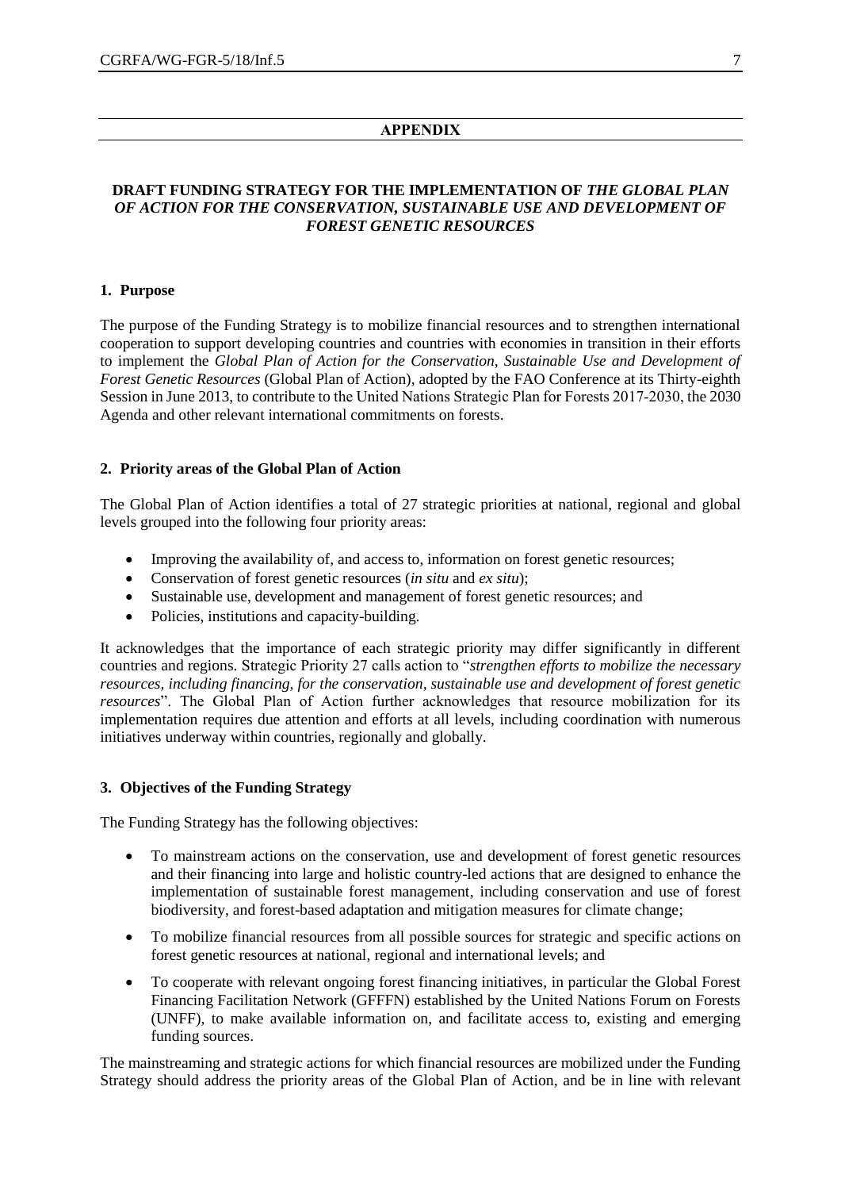## APPENDIX

### DRAFT FUNDING STRATEGY FOR THE IMPLEMENTATION OF *THE GLOBAL PLAN OF ACTION FOR THE CONSERVATION, SUSTAINABLE USE AND DEVELOPMENT OF FOREST GENETIC RESOURCES*

#### 1. Purpose

The purpose of the Funding Strategy is to mobilize financial resources and to strengthen international cooperation to support developing countries and countries with economies in transition in their efforts to implement the *Global Plan of Action for the Conservation, Sustainable Use and Development of Forest Genetic Resources* (Global Plan of Action), adopted by the FAO Conference at its Thirty-eighth Session in June 2013, to contribute to the United Nations Strategic Plan for Forests 2017-2030, the 2030 Agenda and other relevant international commitments on forests.

#### 2. Priority areas of the Global Plan of Action

The Global Plan of Action identifies a total of 27 strategic priorities at national, regional and global levels grouped into the following four priority areas:

- Improving the availability of, and access to, information on forest genetic resources;
- Conservation of forest genetic resources (*in situ* and *ex situ*);
- Sustainable use, development and management of forest genetic resources; and
- Policies, institutions and capacity-building.

It acknowledges that the importance of each strategic priority may differ significantly in different countries and regions. Strategic Priority 27 calls action to "*strengthen efforts to mobilize the necessary resources, including financing, for the conservation, sustainable use and development of forest genetic resources*". The Global Plan of Action further acknowledges that resource mobilization for its implementation requires due attention and efforts at all levels, including coordination with numerous initiatives underway within countries, regionally and globally.

#### 3. Objectives of the Funding Strategy

The Funding Strategy has the following objectives:

- To mainstream actions on the conservation, use and development of forest genetic resources and their financing into large and holistic country-led actions that are designed to enhance the implementation of sustainable forest management, including conservation and use of forest biodiversity, and forest-based adaptation and mitigation measures for climate change;
- To mobilize financial resources from all possible sources for strategic and specific actions on forest genetic resources at national, regional and international levels; and
- To cooperate with relevant ongoing forest financing initiatives, in particular the Global Forest Financing Facilitation Network (GFFFN) established by the United Nations Forum on Forests (UNFF), to make available information on, and facilitate access to, existing and emerging funding sources.

The mainstreaming and strategic actions for which financial resources are mobilized under the Funding Strategy should address the priority areas of the Global Plan of Action, and be in line with relevant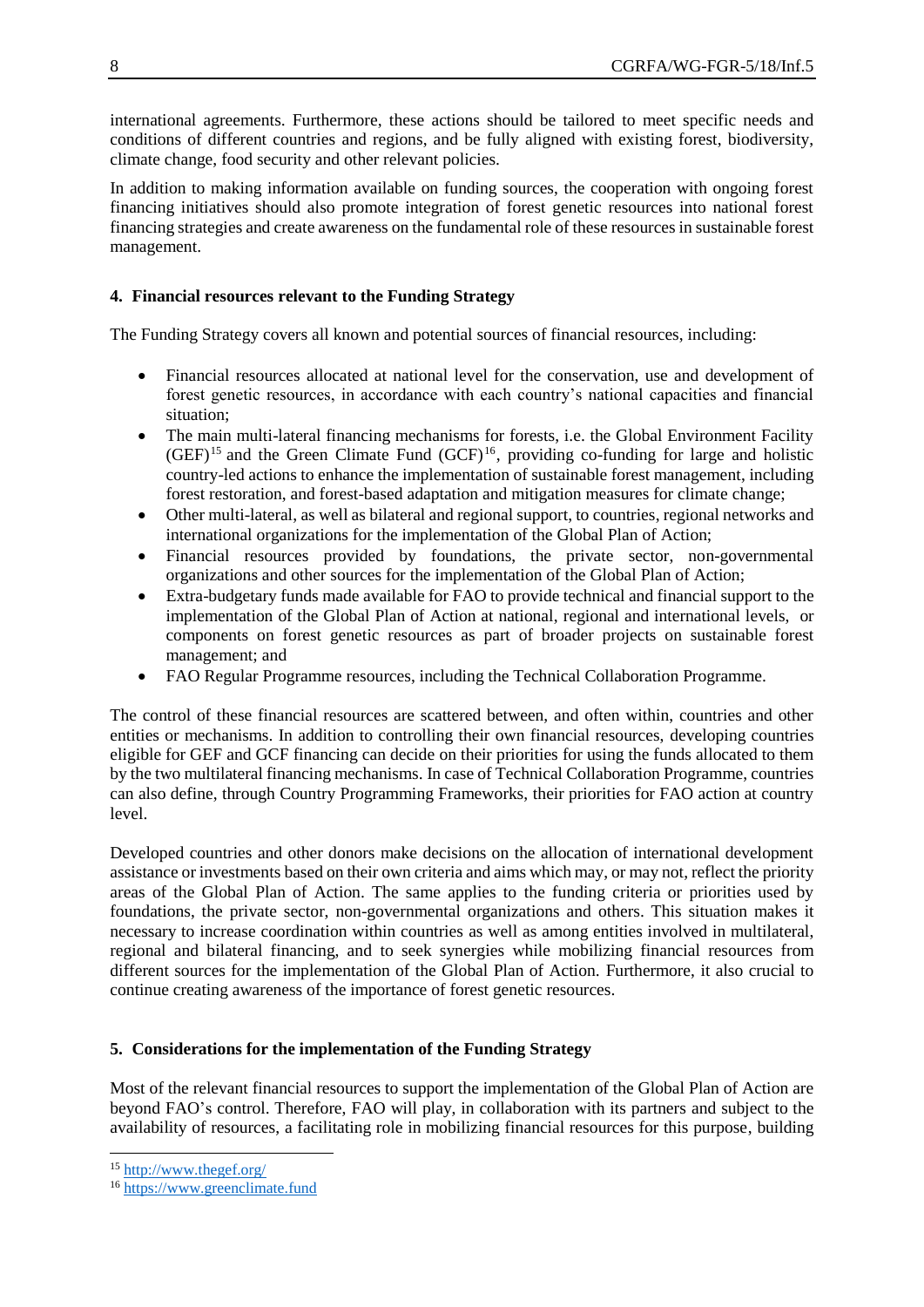international agreements. Furthermore, these actions should be tailored to meet specific needs and conditions of different countries and regions, and be fully aligned with existing forest, biodiversity, climate change, food security and other relevant policies.

In addition to making information available on funding sources, the cooperation with ongoing forest financing initiatives should also promote integration of forest genetic resources into national forest financing strategies and create awareness on the fundamental role of these resources in sustainable forest management.

## 4. Financial resources relevant to the Funding Strategy

The Funding Strategy covers all known and potential sources of financial resources, including:

- Financial resources allocated at national level for the conservation, use and development of forest genetic resources, in accordance with each country's national capacities and financial situation;
- The main multi-lateral financing mechanisms for forests, i.e. the Global Environment Facility (GEF)[15] and the Green Climate Fund (GCF)[16], providing co-funding for large and holistic country-led actions to enhance the implementation of sustainable forest management, including forest restoration, and forest-based adaptation and mitigation measures for climate change;
- Other multi-lateral, as well as bilateral and regional support, to countries, regional networks and international organizations for the implementation of the Global Plan of Action;
- Financial resources provided by foundations, the private sector, non-governmental organizations and other sources for the implementation of the Global Plan of Action;
- Extra-budgetary funds made available for FAO to provide technical and financial support to the implementation of the Global Plan of Action at national, regional and international levels, or components on forest genetic resources as part of broader projects on sustainable forest management; and
- FAO Regular Programme resources, including the Technical Collaboration Programme.

The control of these financial resources are scattered between, and often within, countries and other entities or mechanisms. In addition to controlling their own financial resources, developing countries eligible for GEF and GCF financing can decide on their priorities for using the funds allocated to them by the two multilateral financing mechanisms. In case of Technical Collaboration Programme, countries can also define, through Country Programming Frameworks, their priorities for FAO action at country level.

Developed countries and other donors make decisions on the allocation of international development assistance or investments based on their own criteria and aims which may, or may not, reflect the priority areas of the Global Plan of Action. The same applies to the funding criteria or priorities used by foundations, the private sector, non-governmental organizations and others. This situation makes it necessary to increase coordination within countries as well as among entities involved in multilateral, regional and bilateral financing, and to seek synergies while mobilizing financial resources from different sources for the implementation of the Global Plan of Action. Furthermore, it also crucial to continue creating awareness of the importance of forest genetic resources.

## 5. Considerations for the implementation of the Funding Strategy

Most of the relevant financial resources to support the implementation of the Global Plan of Action are beyond FAO's control. Therefore, FAO will play, in collaboration with its partners and subject to the availability of resources, a facilitating role in mobilizing financial resources for this purpose, building

[15] http://www.thegef.org/

[16] https://www.greenclimate.fund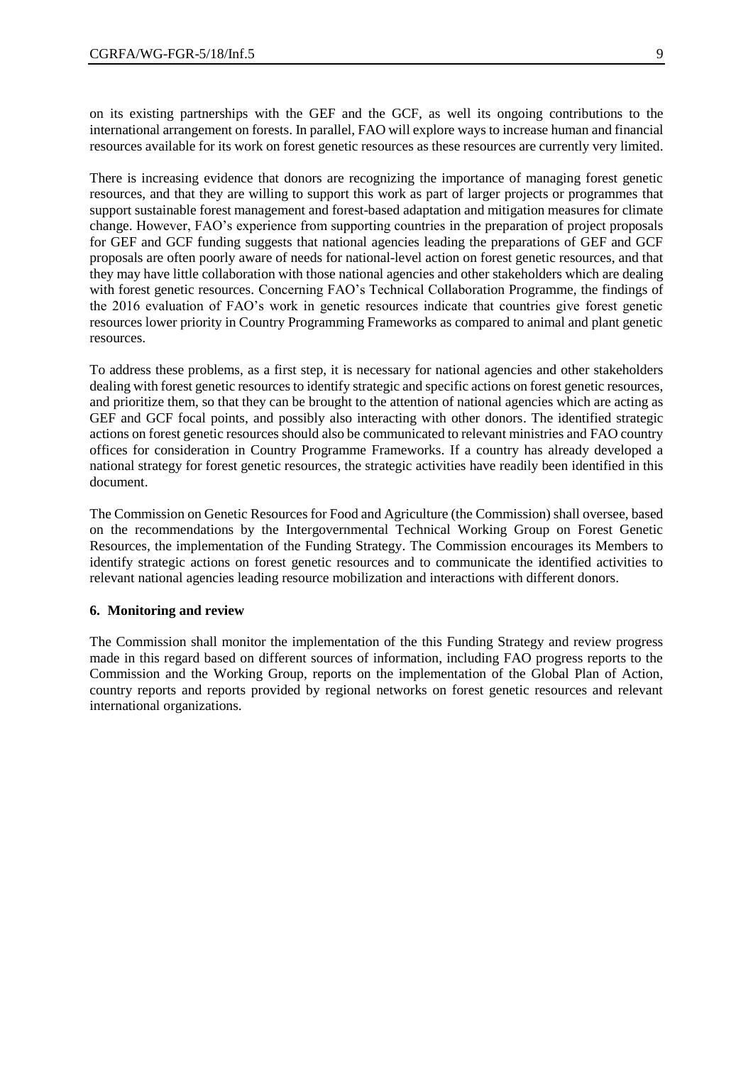on its existing partnerships with the GEF and the GCF, as well its ongoing contributions to the international arrangement on forests. In parallel, FAO will explore ways to increase human and financial resources available for its work on forest genetic resources as these resources are currently very limited.

There is increasing evidence that donors are recognizing the importance of managing forest genetic resources, and that they are willing to support this work as part of larger projects or programmes that support sustainable forest management and forest-based adaptation and mitigation measures for climate change. However, FAO's experience from supporting countries in the preparation of project proposals for GEF and GCF funding suggests that national agencies leading the preparations of GEF and GCF proposals are often poorly aware of needs for national-level action on forest genetic resources, and that they may have little collaboration with those national agencies and other stakeholders which are dealing with forest genetic resources. Concerning FAO's Technical Collaboration Programme, the findings of the 2016 evaluation of FAO's work in genetic resources indicate that countries give forest genetic resources lower priority in Country Programming Frameworks as compared to animal and plant genetic resources.

To address these problems, as a first step, it is necessary for national agencies and other stakeholders dealing with forest genetic resources to identify strategic and specific actions on forest genetic resources, and prioritize them, so that they can be brought to the attention of national agencies which are acting as GEF and GCF focal points, and possibly also interacting with other donors. The identified strategic actions on forest genetic resources should also be communicated to relevant ministries and FAO country offices for consideration in Country Programme Frameworks. If a country has already developed a national strategy for forest genetic resources, the strategic activities have readily been identified in this document.

The Commission on Genetic Resources for Food and Agriculture (the Commission) shall oversee, based on the recommendations by the Intergovernmental Technical Working Group on Forest Genetic Resources, the implementation of the Funding Strategy. The Commission encourages its Members to identify strategic actions on forest genetic resources and to communicate the identified activities to relevant national agencies leading resource mobilization and interactions with different donors.

## 6. Monitoring and review

The Commission shall monitor the implementation of the this Funding Strategy and review progress made in this regard based on different sources of information, including FAO progress reports to the Commission and the Working Group, reports on the implementation of the Global Plan of Action, country reports and reports provided by regional networks on forest genetic resources and relevant international organizations.